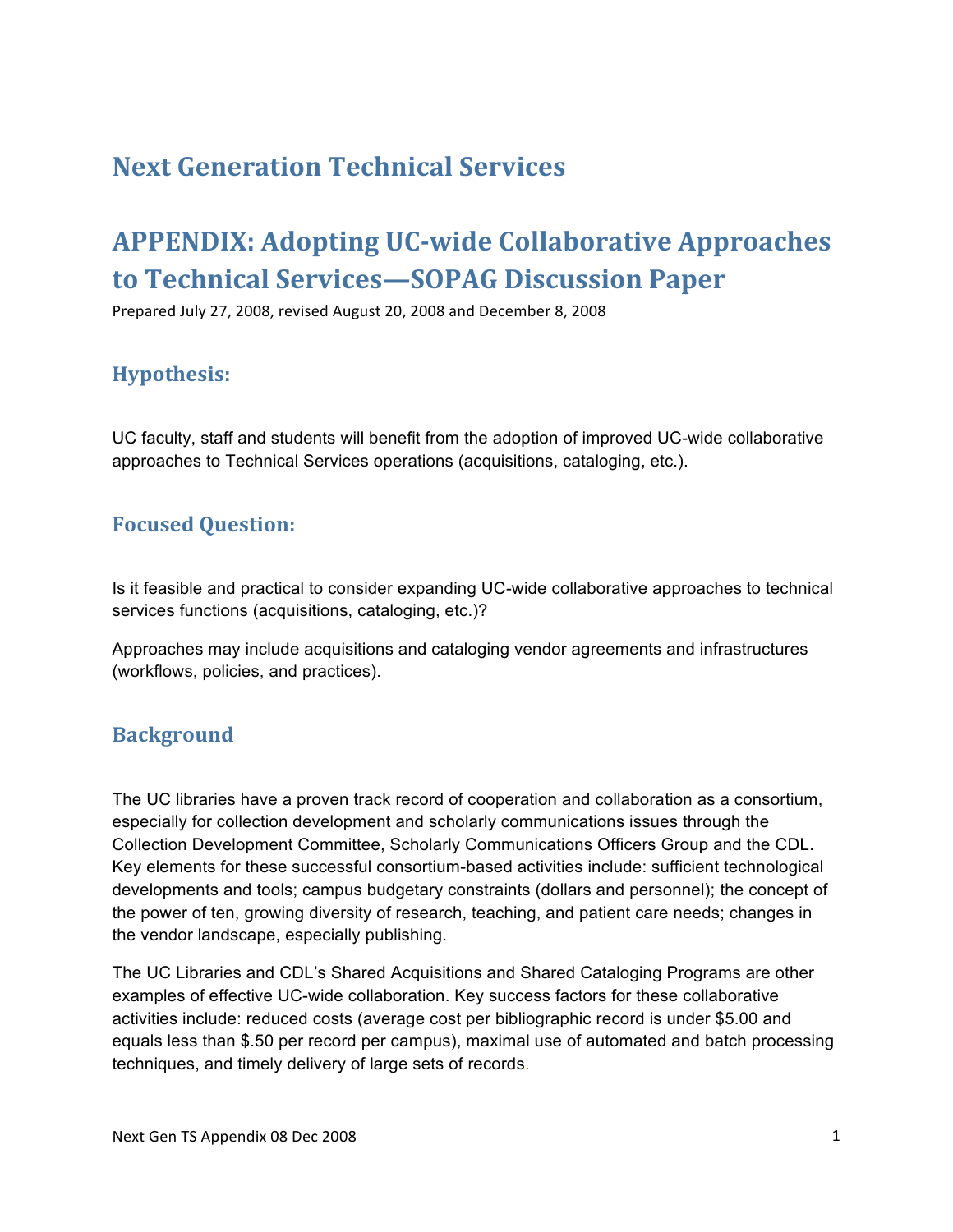# Next Generation Technical Services

# APPENDIX: Adopting UC-wide Collaborative Approaches to Technical Services—SOPAG Discussion Paper

Prepared July 27, 2008, revised August 20, 2008 and December 8, 2008

## Hypothesis:

UC faculty, staff and students will benefit from the adoption of improved UC-wide collaborative approaches to Technical Services operations (acquisitions, cataloging, etc.).

## Focused Question:

Is it feasible and practical to consider expanding UC-wide collaborative approaches to technical services functions (acquisitions, cataloging, etc.)?

Approaches may include acquisitions and cataloging vendor agreements and infrastructures (workflows, policies, and practices).

## Background

The UC libraries have a proven track record of cooperation and collaboration as a consortium, especially for collection development and scholarly communications issues through the Collection Development Committee, Scholarly Communications Officers Group and the CDL. Key elements for these successful consortium-based activities include: sufficient technological developments and tools; campus budgetary constraints (dollars and personnel); the concept of the power of ten, growing diversity of research, teaching, and patient care needs; changes in the vendor landscape, especially publishing.

The UC Libraries and CDL's Shared Acquisitions and Shared Cataloging Programs are other examples of effective UC-wide collaboration. Key success factors for these collaborative activities include: reduced costs (average cost per bibliographic record is under $5.00 and equals less than $.50 per record per campus), maximal use of automated and batch processing techniques, and timely delivery of large sets of records.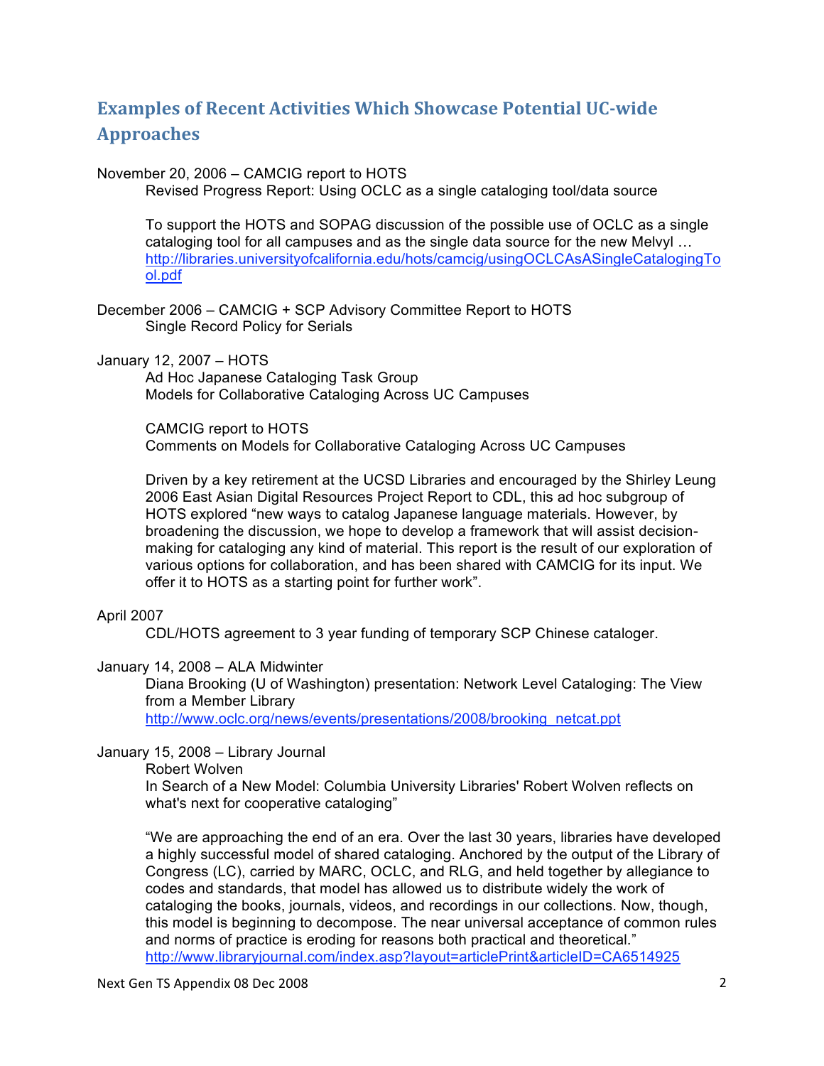## Examples of Recent Activities Which Showcase Potential UC-wide Approaches

November 20, 2006 – CAMCIG report to HOTS

Revised Progress Report: Using OCLC as a single cataloging tool/data source

To support the HOTS and SOPAG discussion of the possible use of OCLC as a single cataloging tool for all campuses and as the single data source for the new Melvyl … http://libraries.universityofcalifornia.edu/hots/camcig/usingOCLCAsASingleCatalogingTool.pdf

December 2006 – CAMCIG + SCP Advisory Committee Report to HOTS

Single Record Policy for Serials

January 12, 2007 – HOTS

Ad Hoc Japanese Cataloging Task Group

Models for Collaborative Cataloging Across UC Campuses

CAMCIG report to HOTS

Comments on Models for Collaborative Cataloging Across UC Campuses

Driven by a key retirement at the UCSD Libraries and encouraged by the Shirley Leung 2006 East Asian Digital Resources Project Report to CDL, this ad hoc subgroup of HOTS explored "new ways to catalog Japanese language materials. However, by broadening the discussion, we hope to develop a framework that will assist decision-making for cataloging any kind of material. This report is the result of our exploration of various options for collaboration, and has been shared with CAMCIG for its input. We offer it to HOTS as a starting point for further work".

April 2007

CDL/HOTS agreement to 3 year funding of temporary SCP Chinese cataloger.

January 14, 2008 – ALA Midwinter

Diana Brooking (U of Washington) presentation: Network Level Cataloging: The View from a Member Library

http://www.oclc.org/news/events/presentations/2008/brooking_netcat.ppt

January 15, 2008 – Library Journal

Robert Wolven

In Search of a New Model: Columbia University Libraries' Robert Wolven reflects on what's next for cooperative cataloging"

"We are approaching the end of an era. Over the last 30 years, libraries have developed a highly successful model of shared cataloging. Anchored by the output of the Library of Congress (LC), carried by MARC, OCLC, and RLG, and held together by allegiance to codes and standards, that model has allowed us to distribute widely the work of cataloging the books, journals, videos, and recordings in our collections. Now, though, this model is beginning to decompose. The near universal acceptance of common rules and norms of practice is eroding for reasons both practical and theoretical."

http://www.libraryjournal.com/index.asp?layout=articlePrint&articleID=CA6514925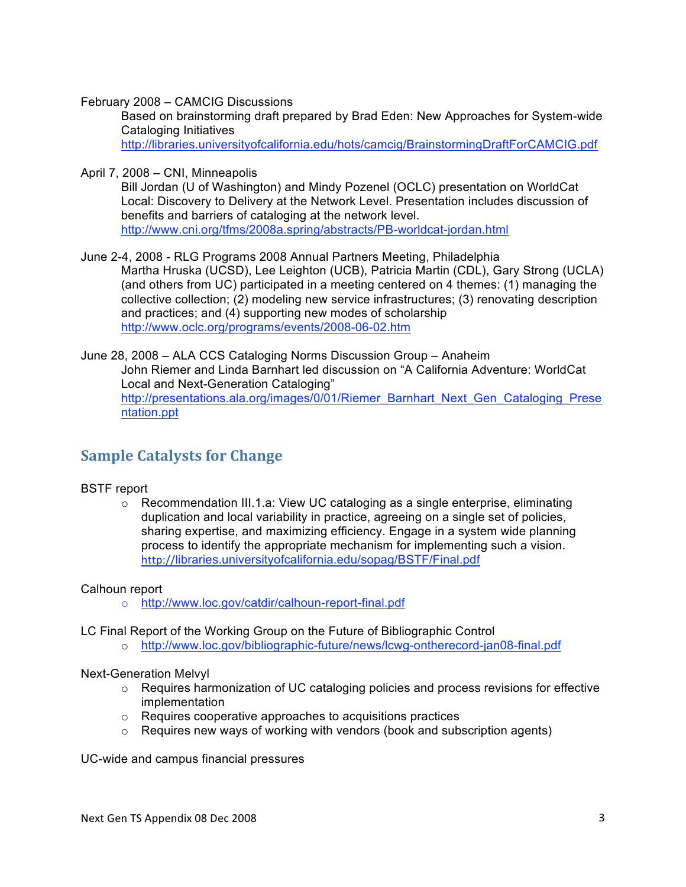February 2008 – CAMCIG Discussions

Based on brainstorming draft prepared by Brad Eden: New Approaches for System-wide Cataloging Initiatives
http://libraries.universityofcalifornia.edu/hots/camcig/BrainstormingDraftForCAMCIG.pdf

April 7, 2008 – CNI, Minneapolis

Bill Jordan (U of Washington) and Mindy Pozenel (OCLC) presentation on WorldCat Local: Discovery to Delivery at the Network Level. Presentation includes discussion of benefits and barriers of cataloging at the network level.
http://www.cni.org/tfms/2008a.spring/abstracts/PB-worldcat-jordan.html

June 2-4, 2008 - RLG Programs 2008 Annual Partners Meeting, Philadelphia

Martha Hruska (UCSD), Lee Leighton (UCB), Patricia Martin (CDL), Gary Strong (UCLA) (and others from UC) participated in a meeting centered on 4 themes: (1) managing the collective collection; (2) modeling new service infrastructures; (3) renovating description and practices; and (4) supporting new modes of scholarship
http://www.oclc.org/programs/events/2008-06-02.htm

June 28, 2008 – ALA CCS Cataloging Norms Discussion Group – Anaheim

John Riemer and Linda Barnhart led discussion on "A California Adventure: WorldCat Local and Next-Generation Cataloging"
http://presentations.ala.org/images/0/01/Riemer_Barnhart_Next_Gen_Cataloging_Presentation.ppt

## Sample Catalysts for Change

BSTF report

- Recommendation III.1.a: View UC cataloging as a single enterprise, eliminating duplication and local variability in practice, agreeing on a single set of policies, sharing expertise, and maximizing efficiency. Engage in a system wide planning process to identify the appropriate mechanism for implementing such a vision. http://libraries.universityofcalifornia.edu/sopag/BSTF/Final.pdf

Calhoun report

- http://www.loc.gov/catdir/calhoun-report-final.pdf

LC Final Report of the Working Group on the Future of Bibliographic Control

- http://www.loc.gov/bibliographic-future/news/lcwg-ontherecord-jan08-final.pdf

Next-Generation Melvyl

- Requires harmonization of UC cataloging policies and process revisions for effective implementation
- Requires cooperative approaches to acquisitions practices
- Requires new ways of working with vendors (book and subscription agents)

UC-wide and campus financial pressures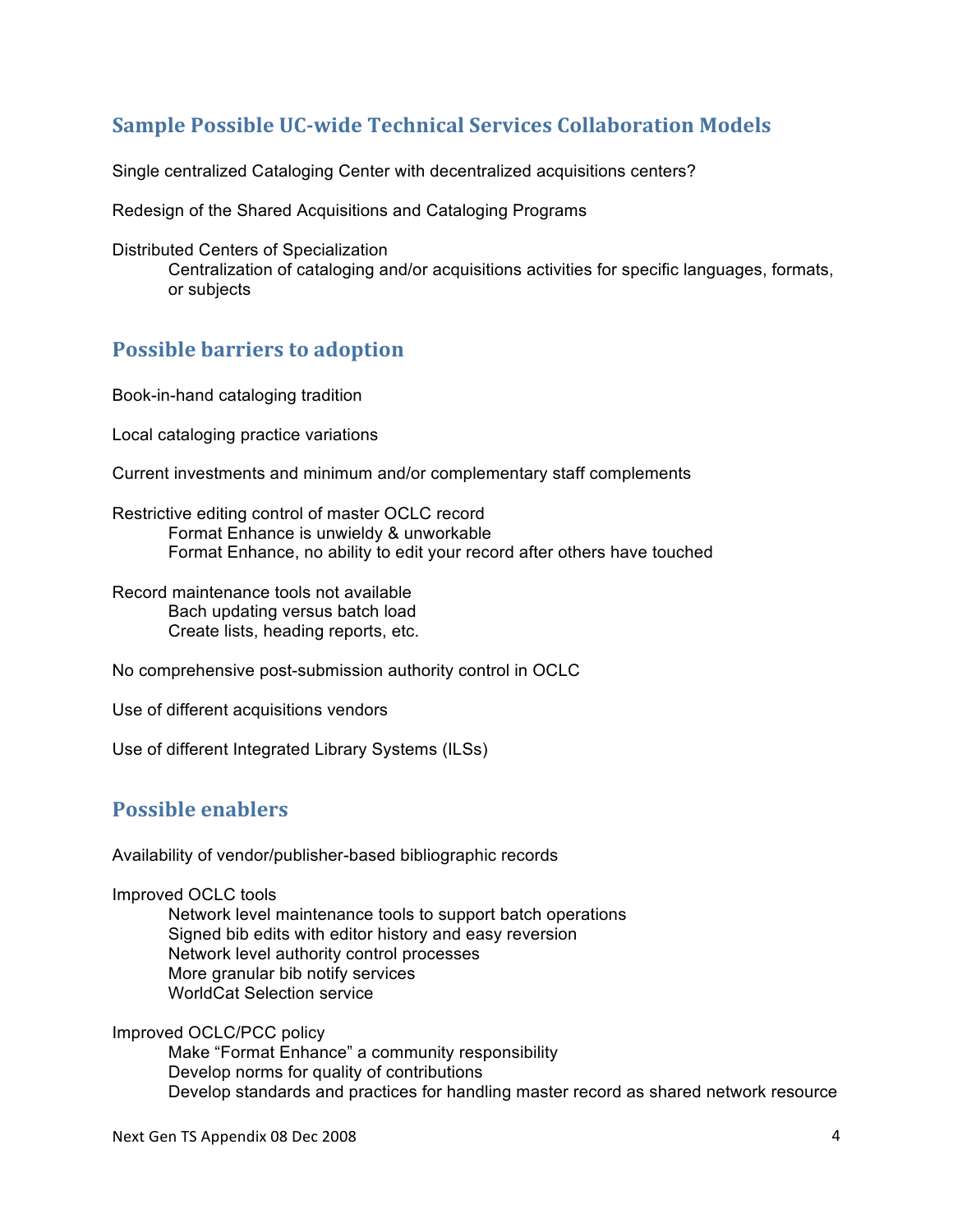## Sample Possible UC-wide Technical Services Collaboration Models

Single centralized Cataloging Center with decentralized acquisitions centers?

Redesign of the Shared Acquisitions and Cataloging Programs

Distributed Centers of Specialization
- Centralization of cataloging and/or acquisitions activities for specific languages, formats, or subjects

## Possible barriers to adoption

Book-in-hand cataloging tradition

Local cataloging practice variations

Current investments and minimum and/or complementary staff complements

Restrictive editing control of master OCLC record
- Format Enhance is unwieldy & unworkable
- Format Enhance, no ability to edit your record after others have touched

Record maintenance tools not available
- Bach updating versus batch load
- Create lists, heading reports, etc.

No comprehensive post-submission authority control in OCLC

Use of different acquisitions vendors

Use of different Integrated Library Systems (ILSs)

## Possible enablers

Availability of vendor/publisher-based bibliographic records

Improved OCLC tools
- Network level maintenance tools to support batch operations
- Signed bib edits with editor history and easy reversion
- Network level authority control processes
- More granular bib notify services
- WorldCat Selection service

Improved OCLC/PCC policy
- Make "Format Enhance" a community responsibility
- Develop norms for quality of contributions
- Develop standards and practices for handling master record as shared network resource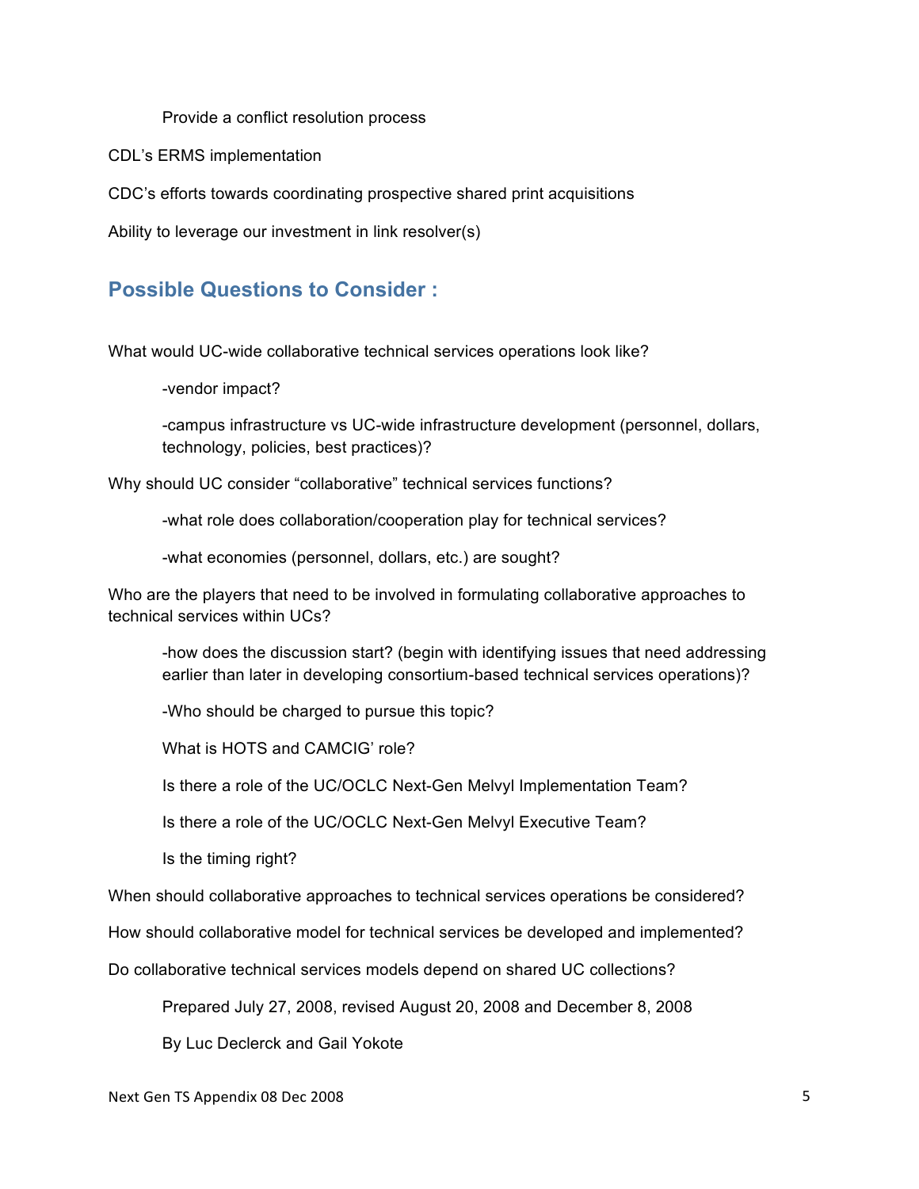Provide a conflict resolution process

CDL's ERMS implementation

CDC's efforts towards coordinating prospective shared print acquisitions

Ability to leverage our investment in link resolver(s)

## Possible Questions to Consider :

What would UC-wide collaborative technical services operations look like?

-vendor impact?

-campus infrastructure vs UC-wide infrastructure development (personnel, dollars, technology, policies, best practices)?

Why should UC consider "collaborative" technical services functions?

-what role does collaboration/cooperation play for technical services?

-what economies (personnel, dollars, etc.) are sought?

Who are the players that need to be involved in formulating collaborative approaches to technical services within UCs?

-how does the discussion start? (begin with identifying issues that need addressing earlier than later in developing consortium-based technical services operations)?

-Who should be charged to pursue this topic?

What is HOTS and CAMCIG' role?

Is there a role of the UC/OCLC Next-Gen Melvyl Implementation Team?

Is there a role of the UC/OCLC Next-Gen Melvyl Executive Team?

Is the timing right?

When should collaborative approaches to technical services operations be considered?

How should collaborative model for technical services be developed and implemented?

Do collaborative technical services models depend on shared UC collections?

Prepared July 27, 2008, revised August 20, 2008 and December 8, 2008

By Luc Declerck and Gail Yokote